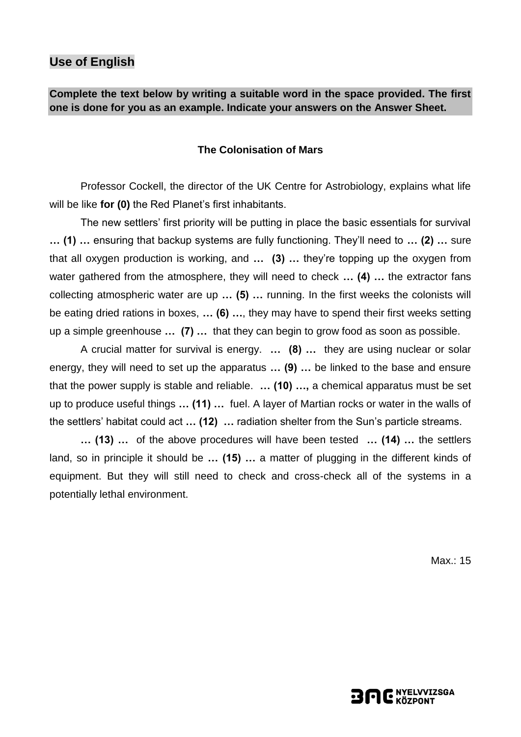## Use of English

**Complete the text below by writing a suitable word in the space provided. The first one is done for you as an example. Indicate your answers on the Answer Sheet.**

### The Colonisation of Mars

Professor Cockell, the director of the UK Centre for Astrobiology, explains what life will be like **for (0)** the Red Planet's first inhabitants.

The new settlers' first priority will be putting in place the basic essentials for survival **… (1) …** ensuring that backup systems are fully functioning. They'll need to **… (2) …** sure that all oxygen production is working, and **… (3) …** they're topping up the oxygen from water gathered from the atmosphere, they will need to check **… (4) …** the extractor fans collecting atmospheric water are up **… (5) …** running. In the first weeks the colonists will be eating dried rations in boxes, **… (6) …**, they may have to spend their first weeks setting up a simple greenhouse **… (7) …** that they can begin to grow food as soon as possible.

A crucial matter for survival is energy. **… (8) …** they are using nuclear or solar energy, they will need to set up the apparatus **… (9) …** be linked to the base and ensure that the power supply is stable and reliable. **… (10) …,** a chemical apparatus must be set up to produce useful things **… (11) …** fuel. A layer of Martian rocks or water in the walls of the settlers' habitat could act **… (12) …** radiation shelter from the Sun's particle streams.

**… (13) …** of the above procedures will have been tested **… (14) …** the settlers land, so in principle it should be **… (15) …** a matter of plugging in the different kinds of equipment. But they will still need to check and cross-check all of the systems in a potentially lethal environment.

Max.: 15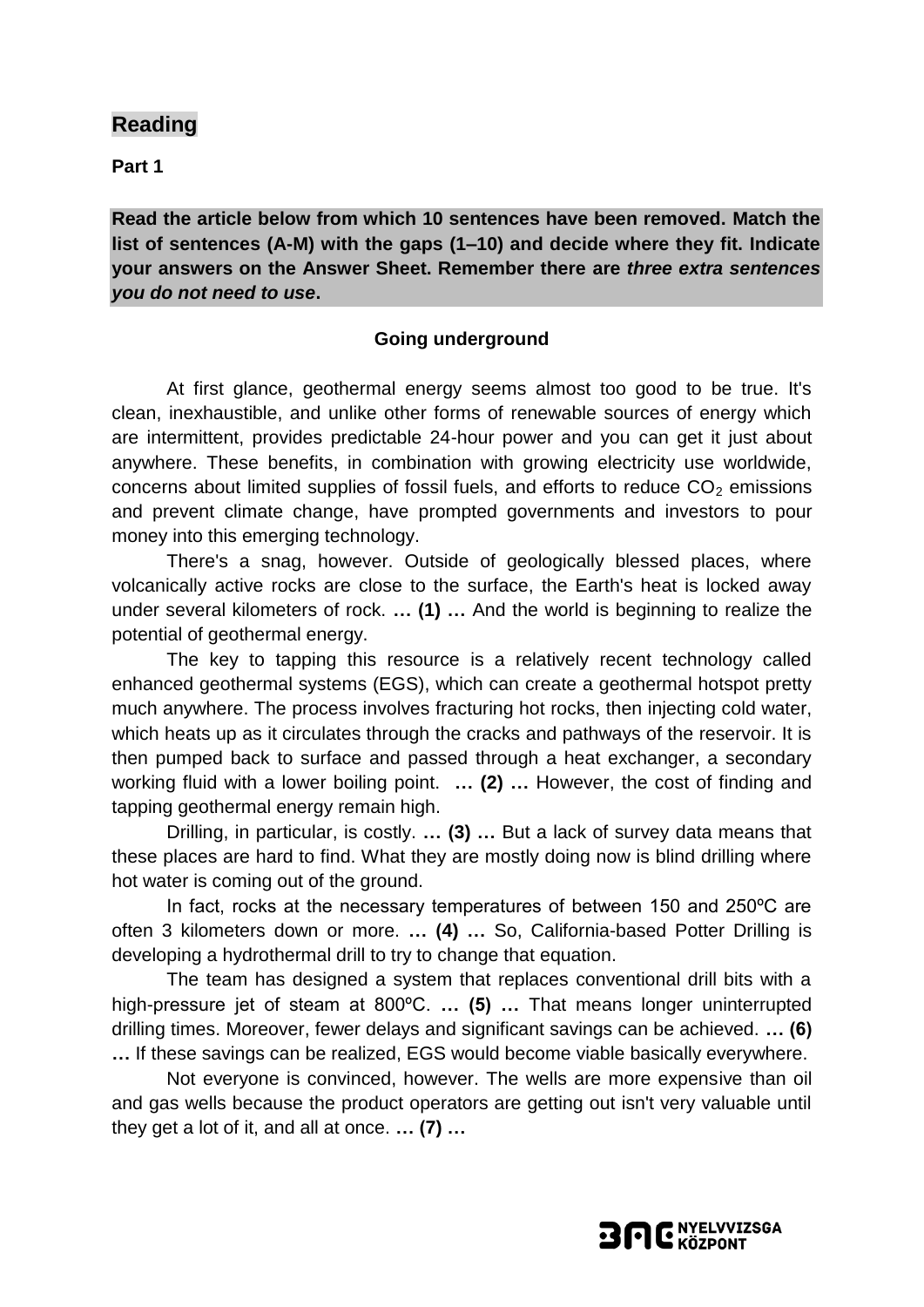## Reading

**Part 1**

**Read the article below from which 10 sentences have been removed. Match the list of sentences (A-M) with the gaps (1–10) and decide where they fit. Indicate your answers on the Answer Sheet. Remember there are *three extra sentences you do not need to use*.**

### Going underground

At first glance, geothermal energy seems almost too good to be true. It's clean, inexhaustible, and unlike other forms of renewable sources of energy which are intermittent, provides predictable 24-hour power and you can get it just about anywhere. These benefits, in combination with growing electricity use worldwide, concerns about limited supplies of fossil fuels, and efforts to reduce $CO_2$ emissions and prevent climate change, have prompted governments and investors to pour money into this emerging technology.

There's a snag, however. Outside of geologically blessed places, where volcanically active rocks are close to the surface, the Earth's heat is locked away under several kilometers of rock. **… (1) …** And the world is beginning to realize the potential of geothermal energy.

The key to tapping this resource is a relatively recent technology called enhanced geothermal systems (EGS), which can create a geothermal hotspot pretty much anywhere. The process involves fracturing hot rocks, then injecting cold water, which heats up as it circulates through the cracks and pathways of the reservoir. It is then pumped back to surface and passed through a heat exchanger, a secondary working fluid with a lower boiling point. **… (2) …** However, the cost of finding and tapping geothermal energy remain high.

Drilling, in particular, is costly. **… (3) …** But a lack of survey data means that these places are hard to find. What they are mostly doing now is blind drilling where hot water is coming out of the ground.

In fact, rocks at the necessary temperatures of between 150 and 250ºC are often 3 kilometers down or more. **… (4) …** So, California-based Potter Drilling is developing a hydrothermal drill to try to change that equation.

The team has designed a system that replaces conventional drill bits with a high-pressure jet of steam at 800ºC. **… (5) …** That means longer uninterrupted drilling times. Moreover, fewer delays and significant savings can be achieved. **… (6) …** If these savings can be realized, EGS would become viable basically everywhere.

Not everyone is convinced, however. The wells are more expensive than oil and gas wells because the product operators are getting out isn't very valuable until they get a lot of it, and all at once. **… (7) …**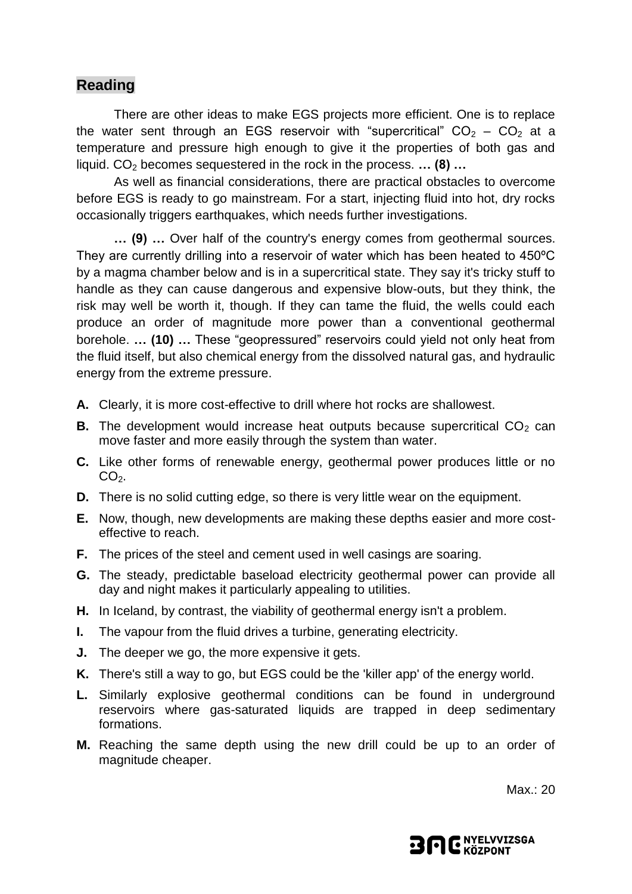## Reading

There are other ideas to make EGS projects more efficient. One is to replace the water sent through an EGS reservoir with "supercritical" $CO_2$ – $CO_2$ at a temperature and pressure high enough to give it the properties of both gas and liquid. $CO_2$ becomes sequestered in the rock in the process. **… (8) …**

As well as financial considerations, there are practical obstacles to overcome before EGS is ready to go mainstream. For a start, injecting fluid into hot, dry rocks occasionally triggers earthquakes, which needs further investigations.

**… (9) …** Over half of the country's energy comes from geothermal sources. They are currently drilling into a reservoir of water which has been heated to 450ºC by a magma chamber below and is in a supercritical state. They say it's tricky stuff to handle as they can cause dangerous and expensive blow-outs, but they think, the risk may well be worth it, though. If they can tame the fluid, the wells could each produce an order of magnitude more power than a conventional geothermal borehole. **… (10) …** These "geopressured" reservoirs could yield not only heat from the fluid itself, but also chemical energy from the dissolved natural gas, and hydraulic energy from the extreme pressure.

- **A.** Clearly, it is more cost-effective to drill where hot rocks are shallowest.
- **B.** The development would increase heat outputs because supercritical $CO_2$ can move faster and more easily through the system than water.
- **C.** Like other forms of renewable energy, geothermal power produces little or no $CO_2$.
- **D.** There is no solid cutting edge, so there is very little wear on the equipment.
- **E.** Now, though, new developments are making these depths easier and more cost-effective to reach.
- **F.** The prices of the steel and cement used in well casings are soaring.
- **G.** The steady, predictable baseload electricity geothermal power can provide all day and night makes it particularly appealing to utilities.
- **H.** In Iceland, by contrast, the viability of geothermal energy isn't a problem.
- **I.** The vapour from the fluid drives a turbine, generating electricity.
- **J.** The deeper we go, the more expensive it gets.
- **K.** There's still a way to go, but EGS could be the 'killer app' of the energy world.
- **L.** Similarly explosive geothermal conditions can be found in underground reservoirs where gas-saturated liquids are trapped in deep sedimentary formations.
- **M.** Reaching the same depth using the new drill could be up to an order of magnitude cheaper.

Max.: 20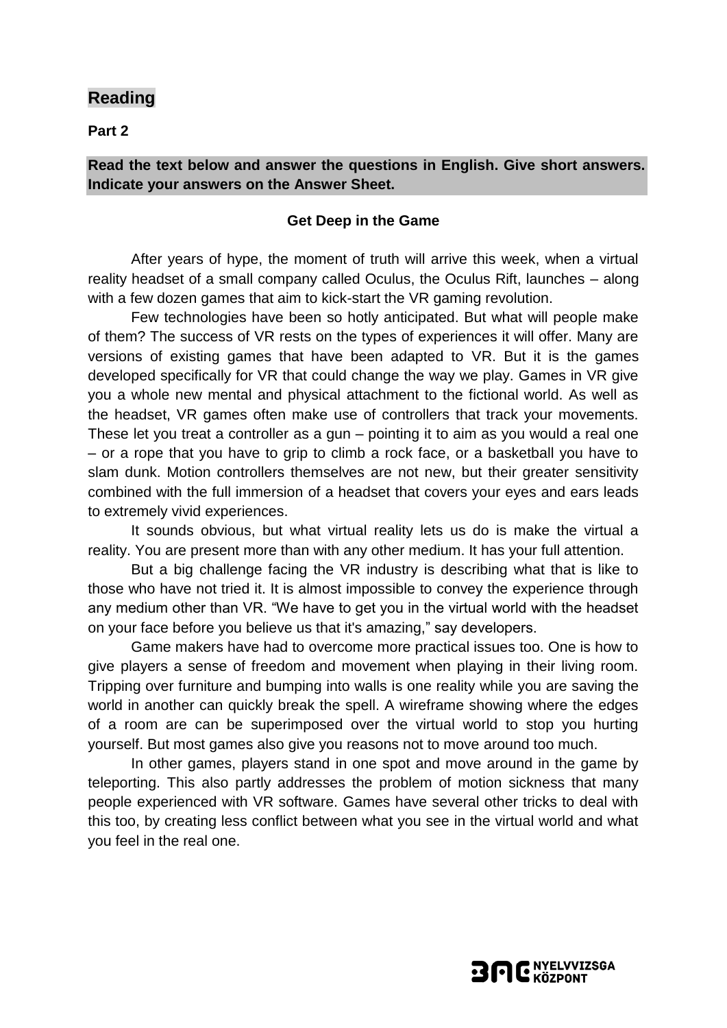## Reading

**Part 2**

**Read the text below and answer the questions in English. Give short answers. Indicate your answers on the Answer Sheet.**

### Get Deep in the Game

After years of hype, the moment of truth will arrive this week, when a virtual reality headset of a small company called Oculus, the Oculus Rift, launches – along with a few dozen games that aim to kick-start the VR gaming revolution.

Few technologies have been so hotly anticipated. But what will people make of them? The success of VR rests on the types of experiences it will offer. Many are versions of existing games that have been adapted to VR. But it is the games developed specifically for VR that could change the way we play. Games in VR give you a whole new mental and physical attachment to the fictional world. As well as the headset, VR games often make use of controllers that track your movements. These let you treat a controller as a gun – pointing it to aim as you would a real one – or a rope that you have to grip to climb a rock face, or a basketball you have to slam dunk. Motion controllers themselves are not new, but their greater sensitivity combined with the full immersion of a headset that covers your eyes and ears leads to extremely vivid experiences.

It sounds obvious, but what virtual reality lets us do is make the virtual a reality. You are present more than with any other medium. It has your full attention.

But a big challenge facing the VR industry is describing what that is like to those who have not tried it. It is almost impossible to convey the experience through any medium other than VR. "We have to get you in the virtual world with the headset on your face before you believe us that it's amazing," say developers.

Game makers have had to overcome more practical issues too. One is how to give players a sense of freedom and movement when playing in their living room. Tripping over furniture and bumping into walls is one reality while you are saving the world in another can quickly break the spell. A wireframe showing where the edges of a room are can be superimposed over the virtual world to stop you hurting yourself. But most games also give you reasons not to move around too much.

In other games, players stand in one spot and move around in the game by teleporting. This also partly addresses the problem of motion sickness that many people experienced with VR software. Games have several other tricks to deal with this too, by creating less conflict between what you see in the virtual world and what you feel in the real one.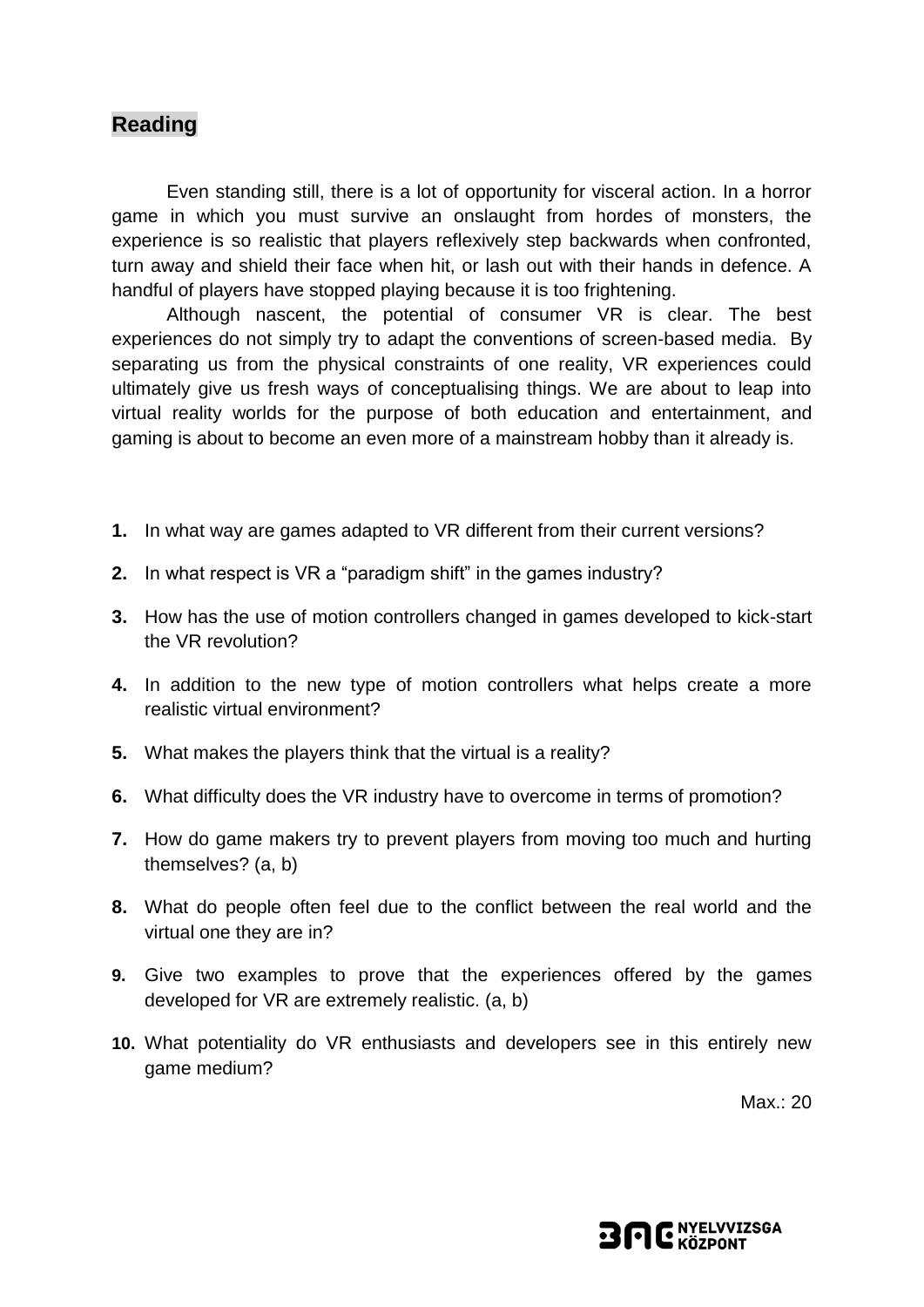## Reading

Even standing still, there is a lot of opportunity for visceral action. In a horror game in which you must survive an onslaught from hordes of monsters, the experience is so realistic that players reflexively step backwards when confronted, turn away and shield their face when hit, or lash out with their hands in defence. A handful of players have stopped playing because it is too frightening.

Although nascent, the potential of consumer VR is clear. The best experiences do not simply try to adapt the conventions of screen-based media. By separating us from the physical constraints of one reality, VR experiences could ultimately give us fresh ways of conceptualising things. We are about to leap into virtual reality worlds for the purpose of both education and entertainment, and gaming is about to become an even more of a mainstream hobby than it already is.

1. In what way are games adapted to VR different from their current versions?
2. In what respect is VR a "paradigm shift" in the games industry?
3. How has the use of motion controllers changed in games developed to kick-start the VR revolution?
4. In addition to the new type of motion controllers what helps create a more realistic virtual environment?
5. What makes the players think that the virtual is a reality?
6. What difficulty does the VR industry have to overcome in terms of promotion?
7. How do game makers try to prevent players from moving too much and hurting themselves? (a, b)
8. What do people often feel due to the conflict between the real world and the virtual one they are in?
9. Give two examples to prove that the experiences offered by the games developed for VR are extremely realistic. (a, b)
10. What potentiality do VR enthusiasts and developers see in this entirely new game medium?

Max.: 20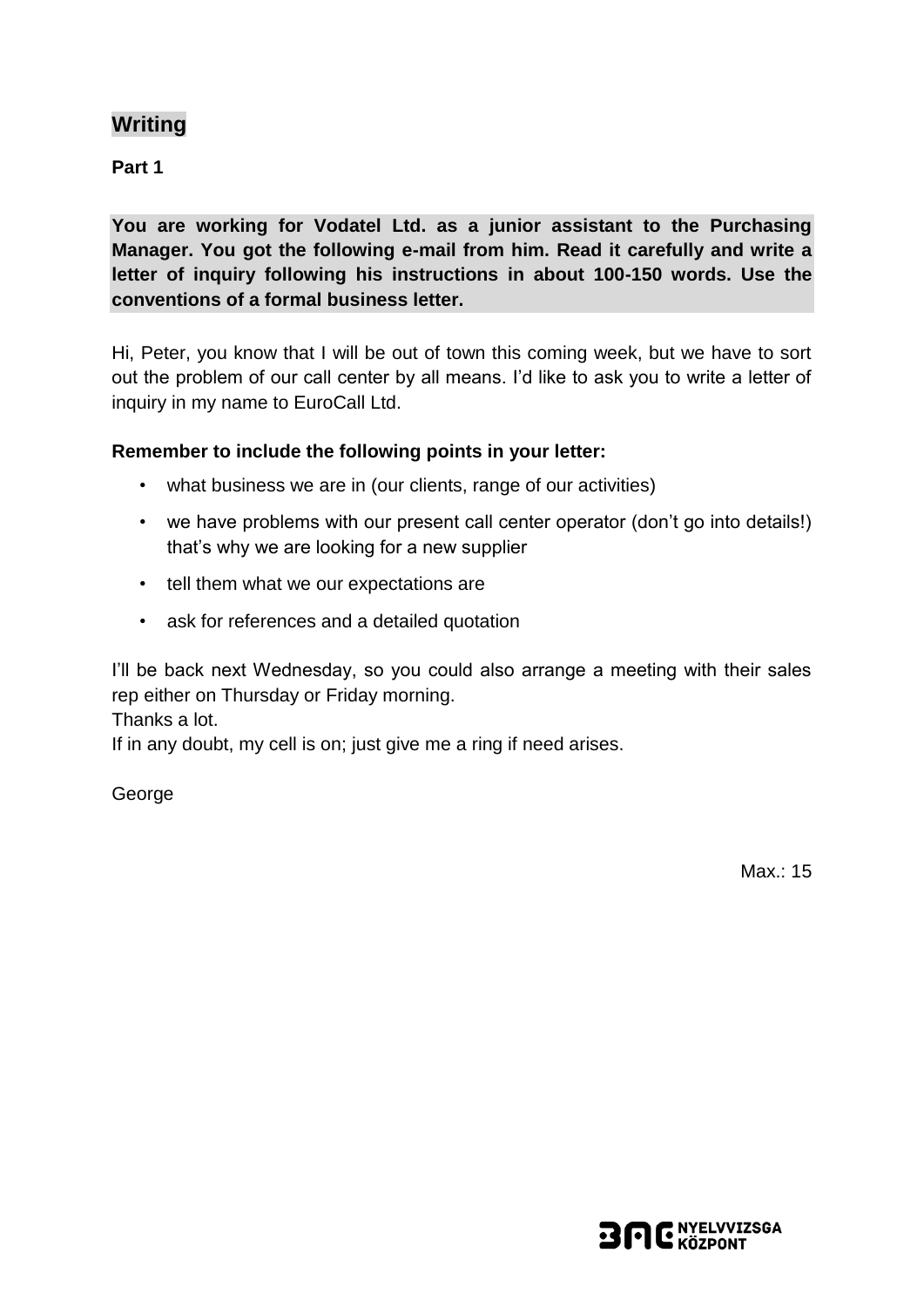## Writing

### Part 1

**You are working for Vodatel Ltd. as a junior assistant to the Purchasing Manager. You got the following e-mail from him. Read it carefully and write a letter of inquiry following his instructions in about 100-150 words. Use the conventions of a formal business letter.**

Hi, Peter, you know that I will be out of town this coming week, but we have to sort out the problem of our call center by all means. I'd like to ask you to write a letter of inquiry in my name to EuroCall Ltd.

**Remember to include the following points in your letter:**

- what business we are in (our clients, range of our activities)
- we have problems with our present call center operator (don't go into details!) that's why we are looking for a new supplier
- tell them what we our expectations are
- ask for references and a detailed quotation

I'll be back next Wednesday, so you could also arrange a meeting with their sales rep either on Thursday or Friday morning.
Thanks a lot.
If in any doubt, my cell is on; just give me a ring if need arises.

George

Max.: 15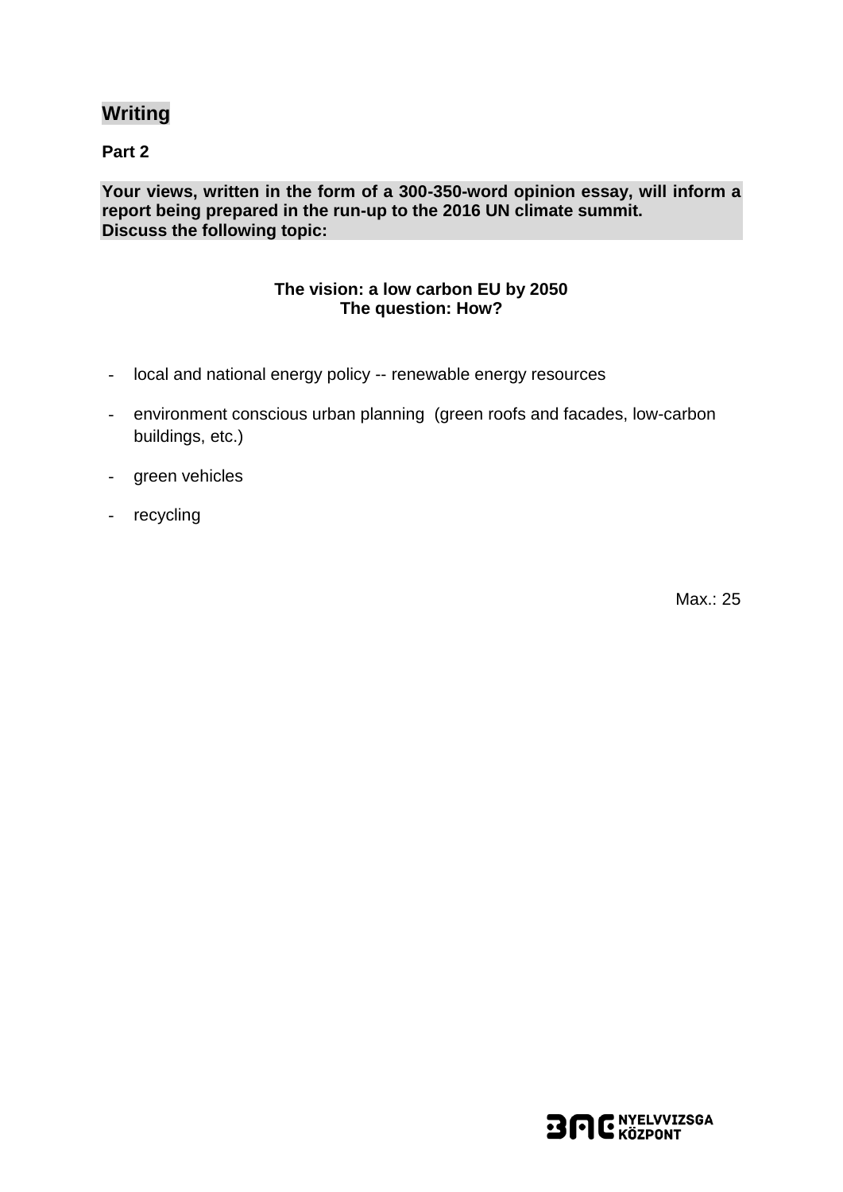## Writing

**Part 2**

**Your views, written in the form of a 300-350-word opinion essay, will inform a report being prepared in the run-up to the 2016 UN climate summit.**
**Discuss the following topic:**

**The vision: a low carbon EU by 2050**
**The question: How?**

- local and national energy policy -- renewable energy resources
- environment conscious urban planning (green roofs and facades, low-carbon buildings, etc.)
- green vehicles
- recycling

Max.: 25